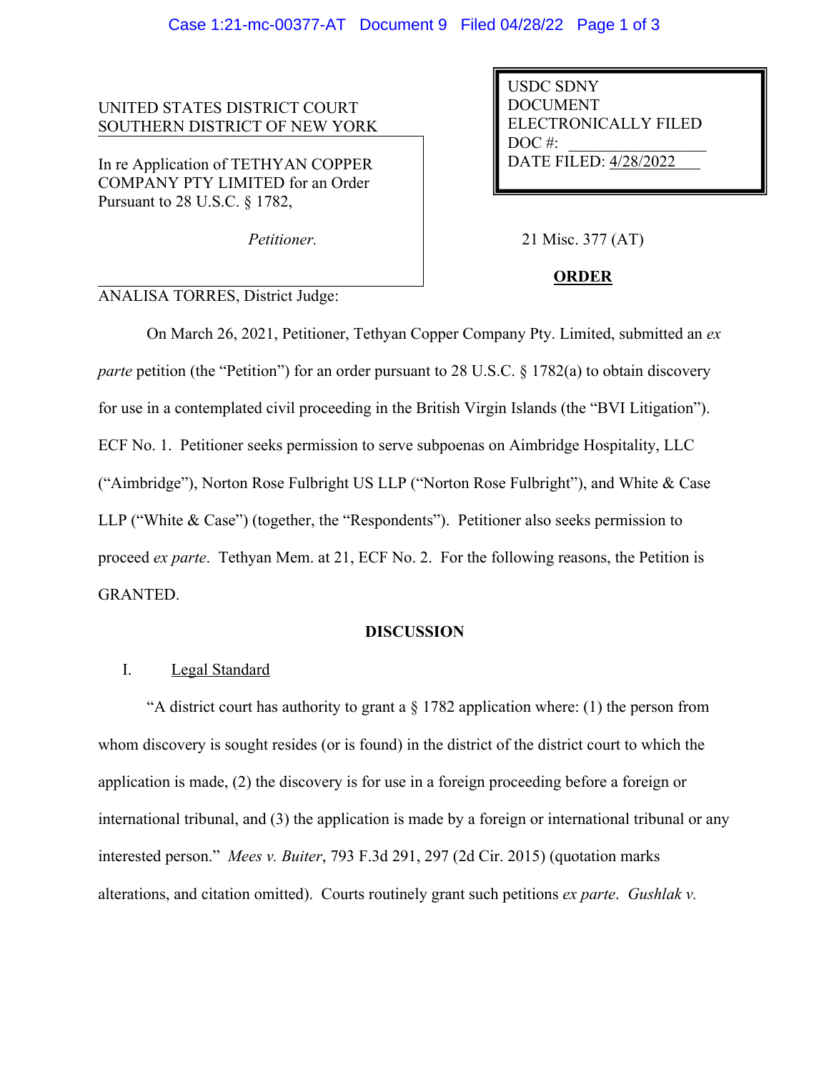UNITED STATES DISTRICT COURT
SOUTHERN DISTRICT OF NEW YORK

In re Application of TETHYAN COPPER COMPANY PTY LIMITED for an Order Pursuant to 28 U.S.C. § 1782,

*Petitioner.*

USDC SDNY
DOCUMENT
ELECTRONICALLY FILED
DOC #:
DATE FILED: 4/28/2022

21 Misc. 377 (AT)

**ORDER**

ANALISA TORRES, District Judge:

On March 26, 2021, Petitioner, Tethyan Copper Company Pty. Limited, submitted an *ex parte* petition (the "Petition") for an order pursuant to 28 U.S.C. § 1782(a) to obtain discovery for use in a contemplated civil proceeding in the British Virgin Islands (the "BVI Litigation"). ECF No. 1. Petitioner seeks permission to serve subpoenas on Aimbridge Hospitality, LLC ("Aimbridge"), Norton Rose Fulbright US LLP ("Norton Rose Fulbright"), and White & Case LLP ("White & Case") (together, the "Respondents"). Petitioner also seeks permission to proceed *ex parte*. Tethyan Mem. at 21, ECF No. 2. For the following reasons, the Petition is GRANTED.

**DISCUSSION**

I. Legal Standard

"A district court has authority to grant a § 1782 application where: (1) the person from whom discovery is sought resides (or is found) in the district of the district court to which the application is made, (2) the discovery is for use in a foreign proceeding before a foreign or international tribunal, and (3) the application is made by a foreign or international tribunal or any interested person." *Mees v. Buiter*, 793 F.3d 291, 297 (2d Cir. 2015) (quotation marks alterations, and citation omitted). Courts routinely grant such petitions *ex parte*. *Gushlak v.*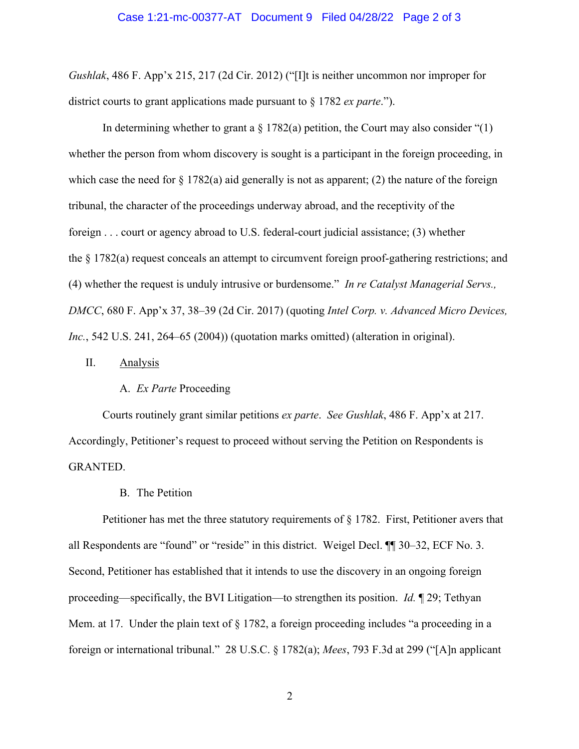*Gushlak*, 486 F. App'x 215, 217 (2d Cir. 2012) ("[I]t is neither uncommon nor improper for district courts to grant applications made pursuant to § 1782 *ex parte*.").

In determining whether to grant a § 1782(a) petition, the Court may also consider "(1) whether the person from whom discovery is sought is a participant in the foreign proceeding, in which case the need for § 1782(a) aid generally is not as apparent; (2) the nature of the foreign tribunal, the character of the proceedings underway abroad, and the receptivity of the foreign . . . court or agency abroad to U.S. federal-court judicial assistance; (3) whether the § 1782(a) request conceals an attempt to circumvent foreign proof-gathering restrictions; and (4) whether the request is unduly intrusive or burdensome." *In re Catalyst Managerial Servs., DMCC*, 680 F. App'x 37, 38–39 (2d Cir. 2017) (quoting *Intel Corp. v. Advanced Micro Devices, Inc.*, 542 U.S. 241, 264–65 (2004)) (quotation marks omitted) (alteration in original).

## II. Analysis

### A. *Ex Parte* Proceeding

Courts routinely grant similar petitions *ex parte*. *See Gushlak*, 486 F. App'x at 217. Accordingly, Petitioner's request to proceed without serving the Petition on Respondents is GRANTED.

### B. The Petition

Petitioner has met the three statutory requirements of § 1782. First, Petitioner avers that all Respondents are "found" or "reside" in this district. Weigel Decl. ¶¶ 30–32, ECF No. 3. Second, Petitioner has established that it intends to use the discovery in an ongoing foreign proceeding—specifically, the BVI Litigation—to strengthen its position. *Id.* ¶ 29; Tethyan Mem. at 17. Under the plain text of § 1782, a foreign proceeding includes "a proceeding in a foreign or international tribunal." 28 U.S.C. § 1782(a); *Mees*, 793 F.3d at 299 ("[A]n applicant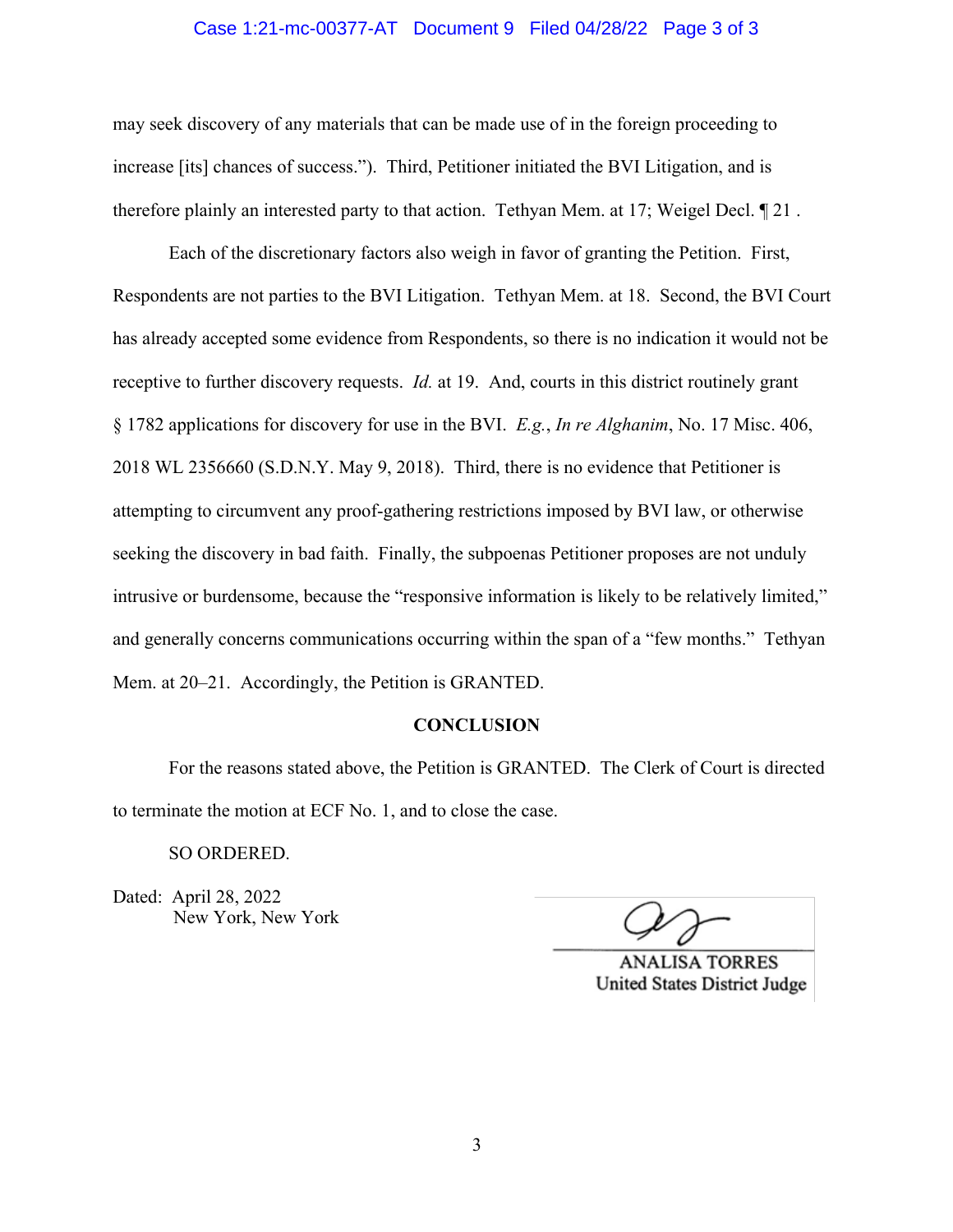may seek discovery of any materials that can be made use of in the foreign proceeding to increase [its] chances of success."). Third, Petitioner initiated the BVI Litigation, and is therefore plainly an interested party to that action. Tethyan Mem. at 17; Weigel Decl. ¶ 21 .

Each of the discretionary factors also weigh in favor of granting the Petition. First, Respondents are not parties to the BVI Litigation. Tethyan Mem. at 18. Second, the BVI Court has already accepted some evidence from Respondents, so there is no indication it would not be receptive to further discovery requests. *Id.* at 19. And, courts in this district routinely grant § 1782 applications for discovery for use in the BVI. *E.g.*, *In re Alghanim*, No. 17 Misc. 406, 2018 WL 2356660 (S.D.N.Y. May 9, 2018). Third, there is no evidence that Petitioner is attempting to circumvent any proof-gathering restrictions imposed by BVI law, or otherwise seeking the discovery in bad faith. Finally, the subpoenas Petitioner proposes are not unduly intrusive or burdensome, because the "responsive information is likely to be relatively limited," and generally concerns communications occurring within the span of a "few months." Tethyan Mem. at 20–21. Accordingly, the Petition is GRANTED.

**CONCLUSION**

For the reasons stated above, the Petition is GRANTED. The Clerk of Court is directed to terminate the motion at ECF No. 1, and to close the case.

SO ORDERED.

Dated: April 28, 2022
New York, New York

ANALISA TORRES
United States District Judge